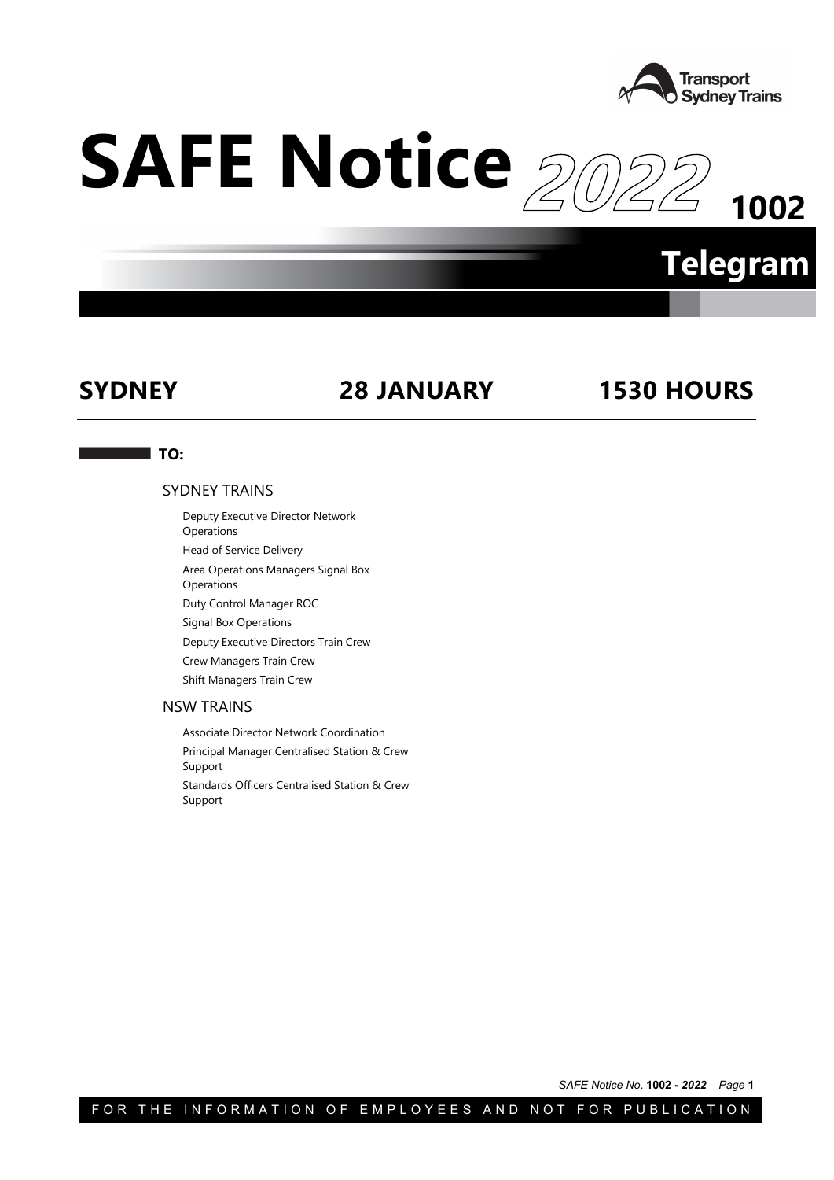# SAFE Notice 2022 1002

## Telegram

**SYDNEY** **28 JANUARY** **1530 HOURS**

**TO:**

SYDNEY TRAINS

- Deputy Executive Director Network Operations
- Head of Service Delivery
- Area Operations Managers Signal Box Operations
- Duty Control Manager ROC
- Signal Box Operations
- Deputy Executive Directors Train Crew
- Crew Managers Train Crew
- Shift Managers Train Crew

NSW TRAINS

- Associate Director Network Coordination
- Principal Manager Centralised Station & Crew Support
- Standards Officers Centralised Station & Crew Support

FOR THE INFORMATION OF EMPLOYEES AND NOT FOR PUBLICATION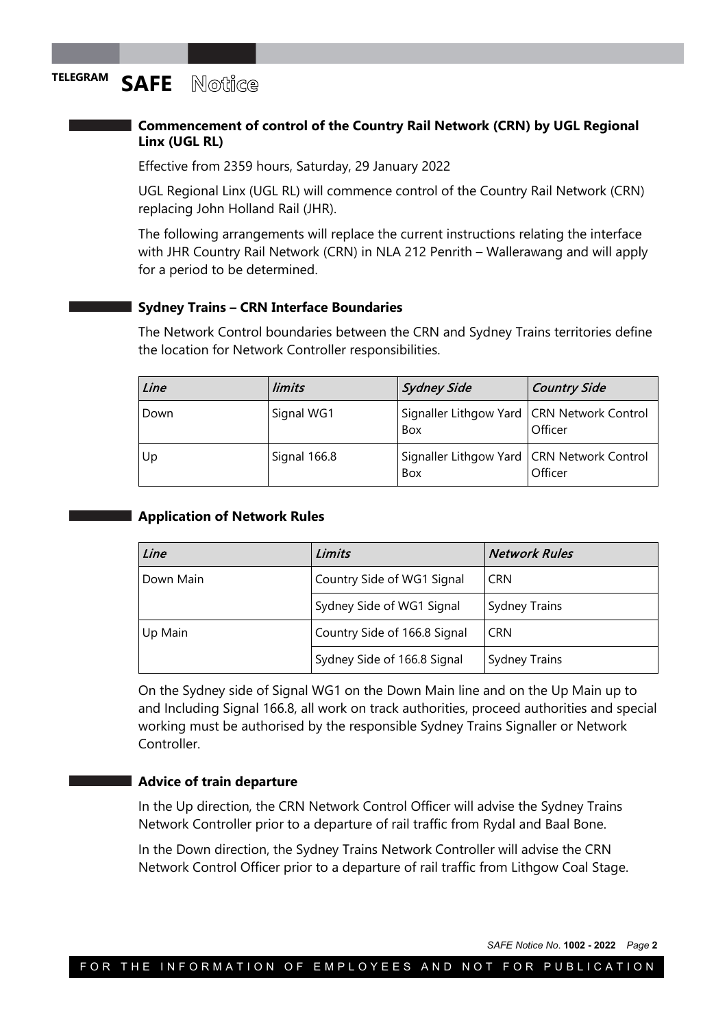TELEGRAM **SAFE** Notice

### Commencement of control of the Country Rail Network (CRN) by UGL Regional Linx (UGL RL)

Effective from 2359 hours, Saturday, 29 January 2022

UGL Regional Linx (UGL RL) will commence control of the Country Rail Network (CRN) replacing John Holland Rail (JHR).

The following arrangements will replace the current instructions relating the interface with JHR Country Rail Network (CRN) in NLA 212 Penrith – Wallerawang and will apply for a period to be determined.

### Sydney Trains – CRN Interface Boundaries

The Network Control boundaries between the CRN and Sydney Trains territories define the location for Network Controller responsibilities.

| *Line* | *limits* | *Sydney Side* | *Country Side* |
|---|---|---|---|
| Down | Signal WG1 | Signaller Lithgow Yard Box | CRN Network Control Officer |
| Up | Signal 166.8 | Signaller Lithgow Yard Box | CRN Network Control Officer |

### Application of Network Rules

| *Line* | *Limits* | *Network Rules* |
|---|---|---|
| Down Main | Country Side of WG1 Signal | CRN |
| | Sydney Side of WG1 Signal | Sydney Trains |
| Up Main | Country Side of 166.8 Signal | CRN |
| | Sydney Side of 166.8 Signal | Sydney Trains |

On the Sydney side of Signal WG1 on the Down Main line and on the Up Main up to and Including Signal 166.8, all work on track authorities, proceed authorities and special working must be authorised by the responsible Sydney Trains Signaller or Network Controller.

### Advice of train departure

In the Up direction, the CRN Network Control Officer will advise the Sydney Trains Network Controller prior to a departure of rail traffic from Rydal and Baal Bone.

In the Down direction, the Sydney Trains Network Controller will advise the CRN Network Control Officer prior to a departure of rail traffic from Lithgow Coal Stage.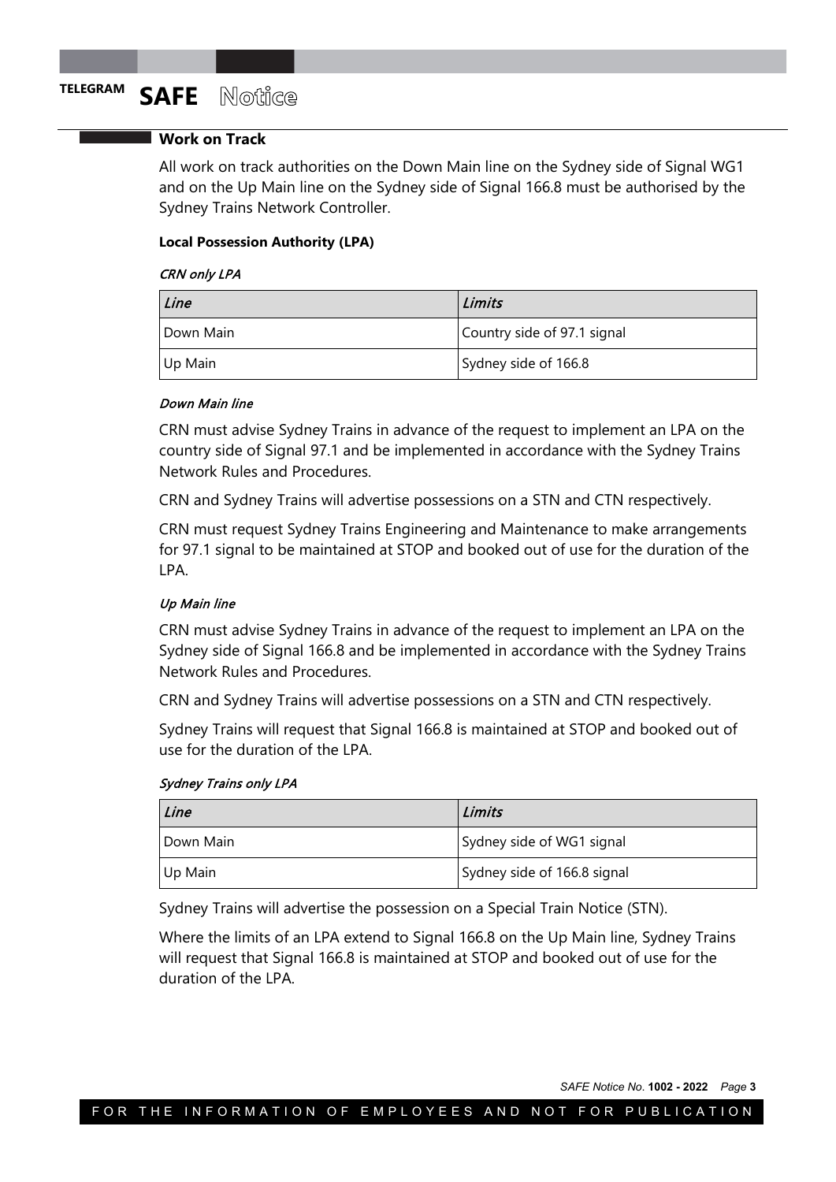## Work on Track

All work on track authorities on the Down Main line on the Sydney side of Signal WG1 and on the Up Main line on the Sydney side of Signal 166.8 must be authorised by the Sydney Trains Network Controller.

### Local Possession Authority (LPA)

*CRN only LPA*

| *Line* | *Limits* |
| --- | --- |
| Down Main | Country side of 97.1 signal |
| Up Main | Sydney side of 166.8 |

*Down Main line*

CRN must advise Sydney Trains in advance of the request to implement an LPA on the country side of Signal 97.1 and be implemented in accordance with the Sydney Trains Network Rules and Procedures.

CRN and Sydney Trains will advertise possessions on a STN and CTN respectively.

CRN must request Sydney Trains Engineering and Maintenance to make arrangements for 97.1 signal to be maintained at STOP and booked out of use for the duration of the LPA.

*Up Main line*

CRN must advise Sydney Trains in advance of the request to implement an LPA on the Sydney side of Signal 166.8 and be implemented in accordance with the Sydney Trains Network Rules and Procedures.

CRN and Sydney Trains will advertise possessions on a STN and CTN respectively.

Sydney Trains will request that Signal 166.8 is maintained at STOP and booked out of use for the duration of the LPA.

*Sydney Trains only LPA*

| *Line* | *Limits* |
| --- | --- |
| Down Main | Sydney side of WG1 signal |
| Up Main | Sydney side of 166.8 signal |

Sydney Trains will advertise the possession on a Special Train Notice (STN).

Where the limits of an LPA extend to Signal 166.8 on the Up Main line, Sydney Trains will request that Signal 166.8 is maintained at STOP and booked out of use for the duration of the LPA.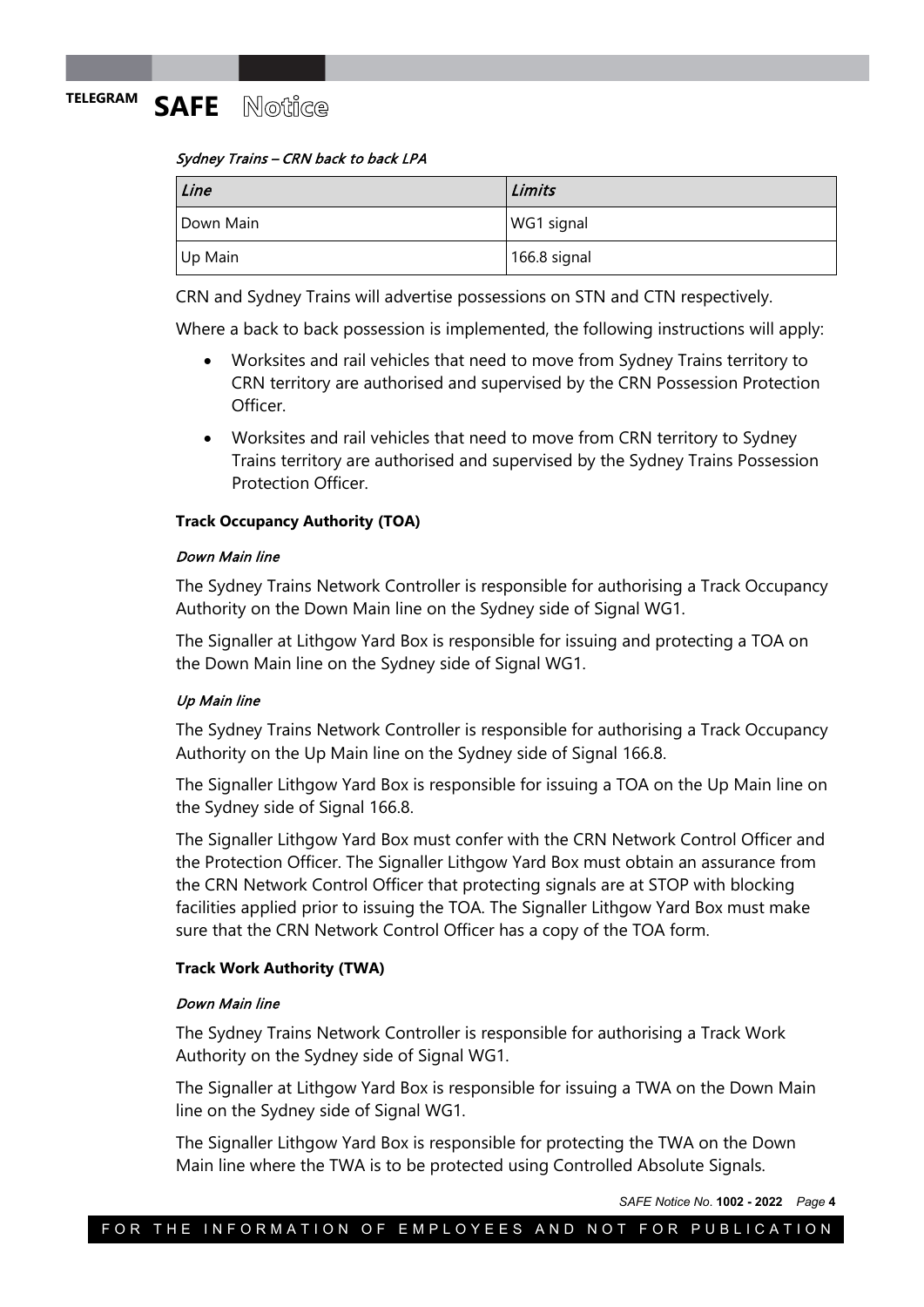*Sydney Trains – CRN back to back LPA*

| *Line* | *Limits* |
|---|---|
| Down Main | WG1 signal |
| Up Main | 166.8 signal |

CRN and Sydney Trains will advertise possessions on STN and CTN respectively.

Where a back to back possession is implemented, the following instructions will apply:

- Worksites and rail vehicles that need to move from Sydney Trains territory to CRN territory are authorised and supervised by the CRN Possession Protection Officer.
- Worksites and rail vehicles that need to move from CRN territory to Sydney Trains territory are authorised and supervised by the Sydney Trains Possession Protection Officer.

**Track Occupancy Authority (TOA)**

*Down Main line*

The Sydney Trains Network Controller is responsible for authorising a Track Occupancy Authority on the Down Main line on the Sydney side of Signal WG1.

The Signaller at Lithgow Yard Box is responsible for issuing and protecting a TOA on the Down Main line on the Sydney side of Signal WG1.

*Up Main line*

The Sydney Trains Network Controller is responsible for authorising a Track Occupancy Authority on the Up Main line on the Sydney side of Signal 166.8.

The Signaller Lithgow Yard Box is responsible for issuing a TOA on the Up Main line on the Sydney side of Signal 166.8.

The Signaller Lithgow Yard Box must confer with the CRN Network Control Officer and the Protection Officer. The Signaller Lithgow Yard Box must obtain an assurance from the CRN Network Control Officer that protecting signals are at STOP with blocking facilities applied prior to issuing the TOA. The Signaller Lithgow Yard Box must make sure that the CRN Network Control Officer has a copy of the TOA form.

**Track Work Authority (TWA)**

*Down Main line*

The Sydney Trains Network Controller is responsible for authorising a Track Work Authority on the Sydney side of Signal WG1.

The Signaller at Lithgow Yard Box is responsible for issuing a TWA on the Down Main line on the Sydney side of Signal WG1.

The Signaller Lithgow Yard Box is responsible for protecting the TWA on the Down Main line where the TWA is to be protected using Controlled Absolute Signals.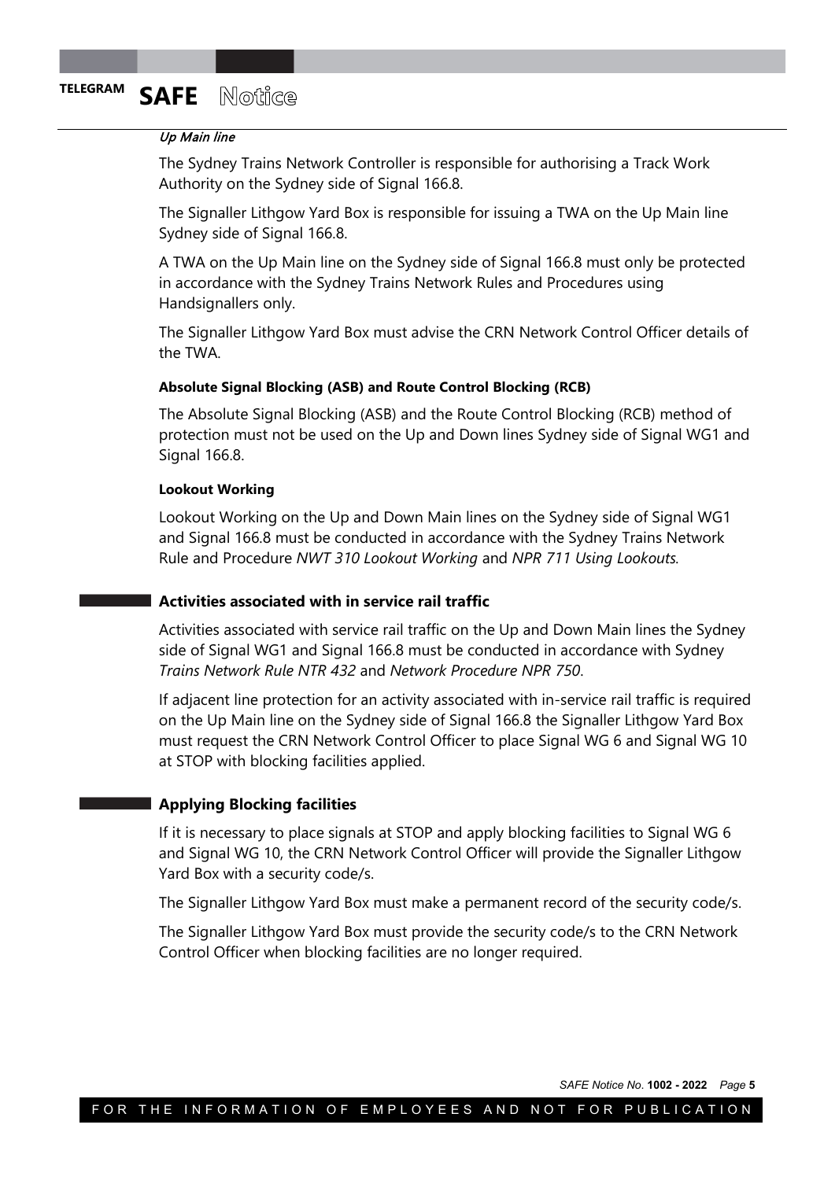*Up Main line*

The Sydney Trains Network Controller is responsible for authorising a Track Work Authority on the Sydney side of Signal 166.8.

The Signaller Lithgow Yard Box is responsible for issuing a TWA on the Up Main line Sydney side of Signal 166.8.

A TWA on the Up Main line on the Sydney side of Signal 166.8 must only be protected in accordance with the Sydney Trains Network Rules and Procedures using Handsignallers only.

The Signaller Lithgow Yard Box must advise the CRN Network Control Officer details of the TWA.

#### Absolute Signal Blocking (ASB) and Route Control Blocking (RCB)

The Absolute Signal Blocking (ASB) and the Route Control Blocking (RCB) method of protection must not be used on the Up and Down lines Sydney side of Signal WG1 and Signal 166.8.

#### Lookout Working

Lookout Working on the Up and Down Main lines on the Sydney side of Signal WG1 and Signal 166.8 must be conducted in accordance with the Sydney Trains Network Rule and Procedure *NWT 310 Lookout Working* and *NPR 711 Using Lookouts*.

### Activities associated with in service rail traffic

Activities associated with service rail traffic on the Up and Down Main lines the Sydney side of Signal WG1 and Signal 166.8 must be conducted in accordance with Sydney *Trains Network Rule NTR 432* and *Network Procedure NPR 750*.

If adjacent line protection for an activity associated with in-service rail traffic is required on the Up Main line on the Sydney side of Signal 166.8 the Signaller Lithgow Yard Box must request the CRN Network Control Officer to place Signal WG 6 and Signal WG 10 at STOP with blocking facilities applied.

### Applying Blocking facilities

If it is necessary to place signals at STOP and apply blocking facilities to Signal WG 6 and Signal WG 10, the CRN Network Control Officer will provide the Signaller Lithgow Yard Box with a security code/s.

The Signaller Lithgow Yard Box must make a permanent record of the security code/s.

The Signaller Lithgow Yard Box must provide the security code/s to the CRN Network Control Officer when blocking facilities are no longer required.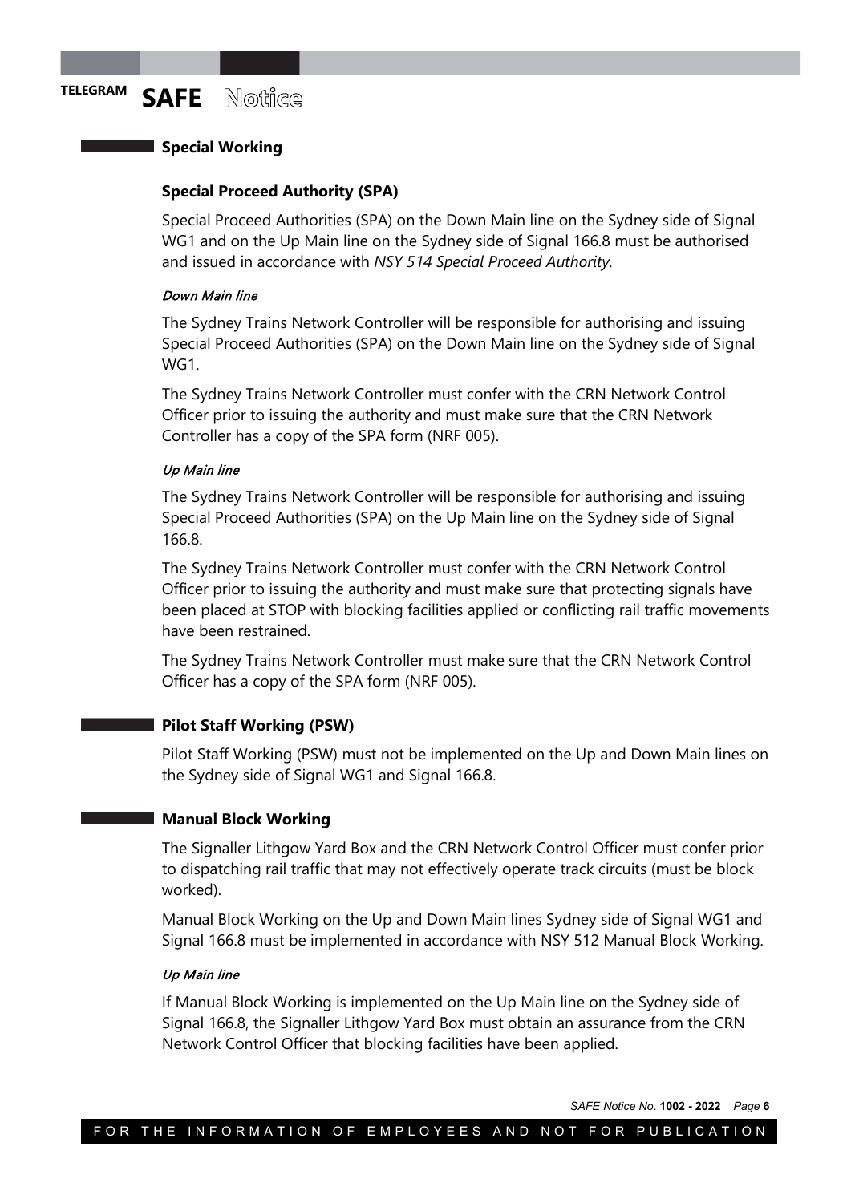## Special Working

### Special Proceed Authority (SPA)

Special Proceed Authorities (SPA) on the Down Main line on the Sydney side of Signal WG1 and on the Up Main line on the Sydney side of Signal 166.8 must be authorised and issued in accordance with *NSY 514 Special Proceed Authority*.

#### *Down Main line*

The Sydney Trains Network Controller will be responsible for authorising and issuing Special Proceed Authorities (SPA) on the Down Main line on the Sydney side of Signal WG1.

The Sydney Trains Network Controller must confer with the CRN Network Control Officer prior to issuing the authority and must make sure that the CRN Network Controller has a copy of the SPA form (NRF 005).

#### *Up Main line*

The Sydney Trains Network Controller will be responsible for authorising and issuing Special Proceed Authorities (SPA) on the Up Main line on the Sydney side of Signal 166.8.

The Sydney Trains Network Controller must confer with the CRN Network Control Officer prior to issuing the authority and must make sure that protecting signals have been placed at STOP with blocking facilities applied or conflicting rail traffic movements have been restrained.

The Sydney Trains Network Controller must make sure that the CRN Network Control Officer has a copy of the SPA form (NRF 005).

## Pilot Staff Working (PSW)

Pilot Staff Working (PSW) must not be implemented on the Up and Down Main lines on the Sydney side of Signal WG1 and Signal 166.8.

## Manual Block Working

The Signaller Lithgow Yard Box and the CRN Network Control Officer must confer prior to dispatching rail traffic that may not effectively operate track circuits (must be block worked).

Manual Block Working on the Up and Down Main lines Sydney side of Signal WG1 and Signal 166.8 must be implemented in accordance with NSY 512 Manual Block Working.

#### *Up Main line*

If Manual Block Working is implemented on the Up Main line on the Sydney side of Signal 166.8, the Signaller Lithgow Yard Box must obtain an assurance from the CRN Network Control Officer that blocking facilities have been applied.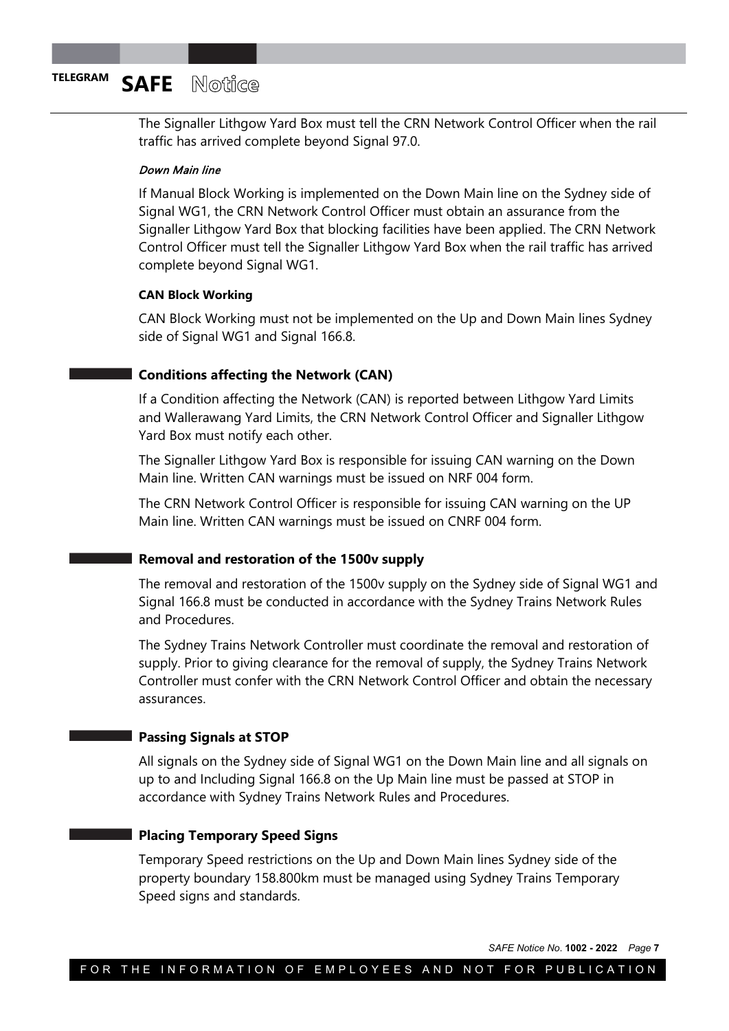The Signaller Lithgow Yard Box must tell the CRN Network Control Officer when the rail traffic has arrived complete beyond Signal 97.0.

*Down Main line*

If Manual Block Working is implemented on the Down Main line on the Sydney side of Signal WG1, the CRN Network Control Officer must obtain an assurance from the Signaller Lithgow Yard Box that blocking facilities have been applied. The CRN Network Control Officer must tell the Signaller Lithgow Yard Box when the rail traffic has arrived complete beyond Signal WG1.

**CAN Block Working**

CAN Block Working must not be implemented on the Up and Down Main lines Sydney side of Signal WG1 and Signal 166.8.

## Conditions affecting the Network (CAN)

If a Condition affecting the Network (CAN) is reported between Lithgow Yard Limits and Wallerawang Yard Limits, the CRN Network Control Officer and Signaller Lithgow Yard Box must notify each other.

The Signaller Lithgow Yard Box is responsible for issuing CAN warning on the Down Main line. Written CAN warnings must be issued on NRF 004 form.

The CRN Network Control Officer is responsible for issuing CAN warning on the UP Main line. Written CAN warnings must be issued on CNRF 004 form.

## Removal and restoration of the 1500v supply

The removal and restoration of the 1500v supply on the Sydney side of Signal WG1 and Signal 166.8 must be conducted in accordance with the Sydney Trains Network Rules and Procedures.

The Sydney Trains Network Controller must coordinate the removal and restoration of supply. Prior to giving clearance for the removal of supply, the Sydney Trains Network Controller must confer with the CRN Network Control Officer and obtain the necessary assurances.

## Passing Signals at STOP

All signals on the Sydney side of Signal WG1 on the Down Main line and all signals on up to and Including Signal 166.8 on the Up Main line must be passed at STOP in accordance with Sydney Trains Network Rules and Procedures.

## Placing Temporary Speed Signs

Temporary Speed restrictions on the Up and Down Main lines Sydney side of the property boundary 158.800km must be managed using Sydney Trains Temporary Speed signs and standards.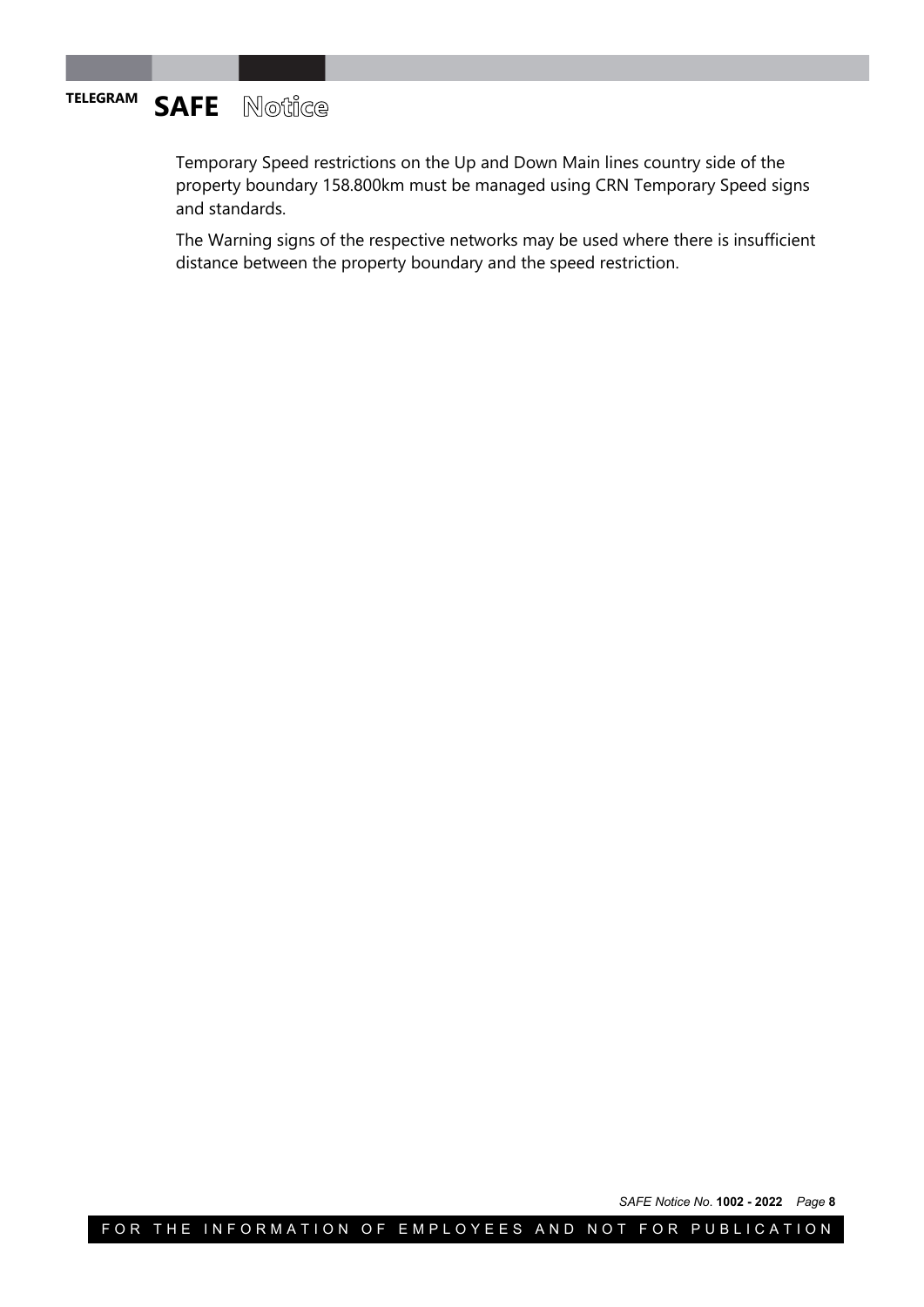Temporary Speed restrictions on the Up and Down Main lines country side of the property boundary 158.800km must be managed using CRN Temporary Speed signs and standards.

The Warning signs of the respective networks may be used where there is insufficient distance between the property boundary and the speed restriction.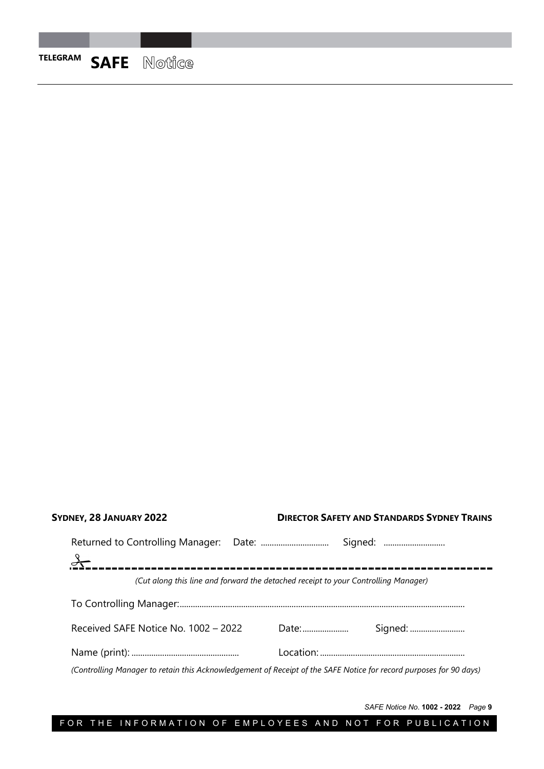**SYDNEY, 28 JANUARY 2022** **DIRECTOR SAFETY AND STANDARDS SYDNEY TRAINS**

Returned to Controlling Manager: Date: ............................... Signed: ............................

*(Cut along this line and forward the detached receipt to your Controlling Manager)*

To Controlling Manager:..................................................................................................................................

Received SAFE Notice No. 1002 – 2022 Date:..................... Signed: .........................

Name (print): ................................................. Location: ..................................................................

*(Controlling Manager to retain this Acknowledgement of Receipt of the SAFE Notice for record purposes for 90 days)*

FOR THE INFORMATION OF EMPLOYEES AND NOT FOR PUBLICATION